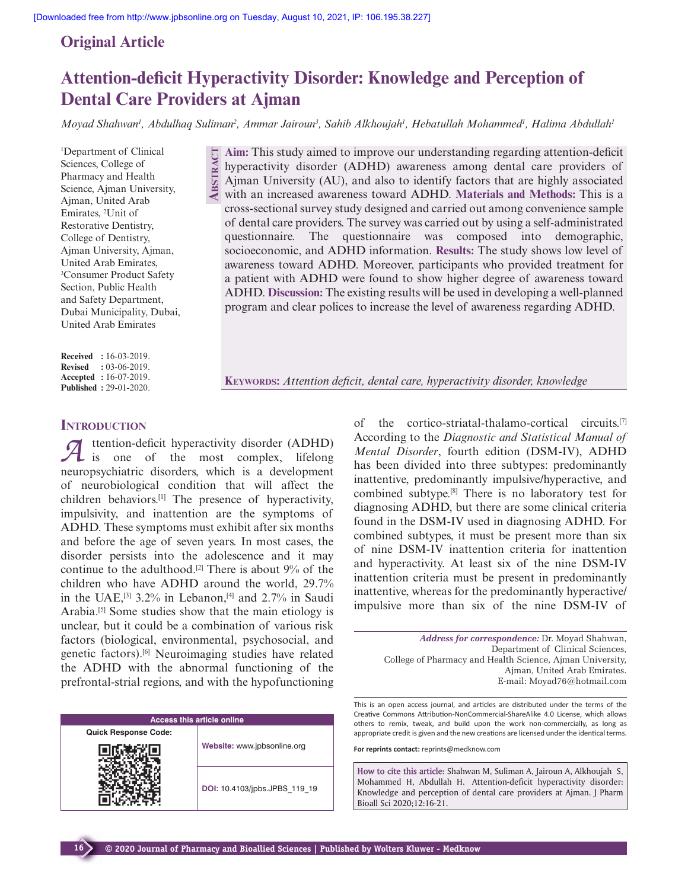## Original Article

# Attention-deficit Hyperactivity Disorder: Knowledge and Perception of Dental Care Providers at Ajman

*Moyad Shahwan[1], Abdulhaq Suliman[2], Ammar Jairoun[3], Sahib Alkhoujah[1], Hebatullah Mohammed[1], Halima Abdullah[1]*

[1]Department of Clinical Sciences, College of Pharmacy and Health Science, Ajman University, Ajman, United Arab Emirates, [2]Unit of Restorative Dentistry, College of Dentistry, Ajman University, Ajman, United Arab Emirates, [3]Consumer Product Safety Section, Public Health and Safety Department, Dubai Municipality, Dubai, United Arab Emirates

**Received** : 16-03-2019.
**Revised** : 03-06-2019.
**Accepted** : 16-07-2019.
**Published** : 29-01-2020.

## Abstract

**Aim:** This study aimed to improve our understanding regarding attention-deficit hyperactivity disorder (ADHD) awareness among dental care providers of Ajman University (AU), and also to identify factors that are highly associated with an increased awareness toward ADHD. **Materials and Methods:** This is a cross-sectional survey study designed and carried out among convenience sample of dental care providers. The survey was carried out by using a self-administrated questionnaire. The questionnaire was composed into demographic, socioeconomic, and ADHD information. **Results:** The study shows low level of awareness toward ADHD. Moreover, participants who provided treatment for a patient with ADHD were found to show higher degree of awareness toward ADHD. **Discussion:** The existing results will be used in developing a well-planned program and clear polices to increase the level of awareness regarding ADHD.

**Keywords:** *Attention deficit, dental care, hyperactivity disorder, knowledge*

## Introduction

Attention-deficit hyperactivity disorder (ADHD) is one of the most complex, lifelong neuropsychiatric disorders, which is a development of neurobiological condition that will affect the children behaviors.[1] The presence of hyperactivity, impulsivity, and inattention are the symptoms of ADHD. These symptoms must exhibit after six months and before the age of seven years. In most cases, the disorder persists into the adolescence and it may continue to the adulthood.[2] There is about 9% of the children who have ADHD around the world, 29.7% in the UAE,[3] 3.2% in Lebanon,[4] and 2.7% in Saudi Arabia.[5] Some studies show that the main etiology is unclear, but it could be a combination of various risk factors (biological, environmental, psychosocial, and genetic factors).[6] Neuroimaging studies have related the ADHD with the abnormal functioning of the prefrontal-strial regions, and with the hypofunctioning of the cortico-striatal-thalamo-cortical circuits.[7] According to the *Diagnostic and Statistical Manual of Mental Disorder*, fourth edition (DSM-IV), ADHD has been divided into three subtypes: predominantly inattentive, predominantly impulsive/hyperactive, and combined subtype.[8] There is no laboratory test for diagnosing ADHD, but there are some clinical criteria found in the DSM-IV used in diagnosing ADHD. For combined subtypes, it must be present more than six of nine DSM-IV inattention criteria for inattention and hyperactivity. At least six of the nine DSM-IV inattention criteria must be present in predominantly inattentive, whereas for the predominantly hyperactive/impulsive more than six of the nine DSM-IV of

*Address for correspondence:* Dr. Moyad Shahwan, Department of Clinical Sciences, College of Pharmacy and Health Science, Ajman University, Ajman, United Arab Emirates. E-mail: Moyad76@hotmail.com

| Access this article online | |
|---|---|
| Quick Response Code: | Website: www.jpbsonline.org |
| | DOI: 10.4103/jpbs.JPBS_119_19 |

This is an open access journal, and articles are distributed under the terms of the Creative Commons Attribution-NonCommercial-ShareAlike 4.0 License, which allows others to remix, tweak, and build upon the work non-commercially, as long as appropriate credit is given and the new creations are licensed under the identical terms.

**For reprints contact:** reprints@medknow.com

**How to cite this article:** Shahwan M, Suliman A, Jairoun A, Alkhoujah S, Mohammed H, Abdullah H. Attention-deficit hyperactivity disorder: Knowledge and perception of dental care providers at Ajman. J Pharm Bioall Sci 2020;12:16-21.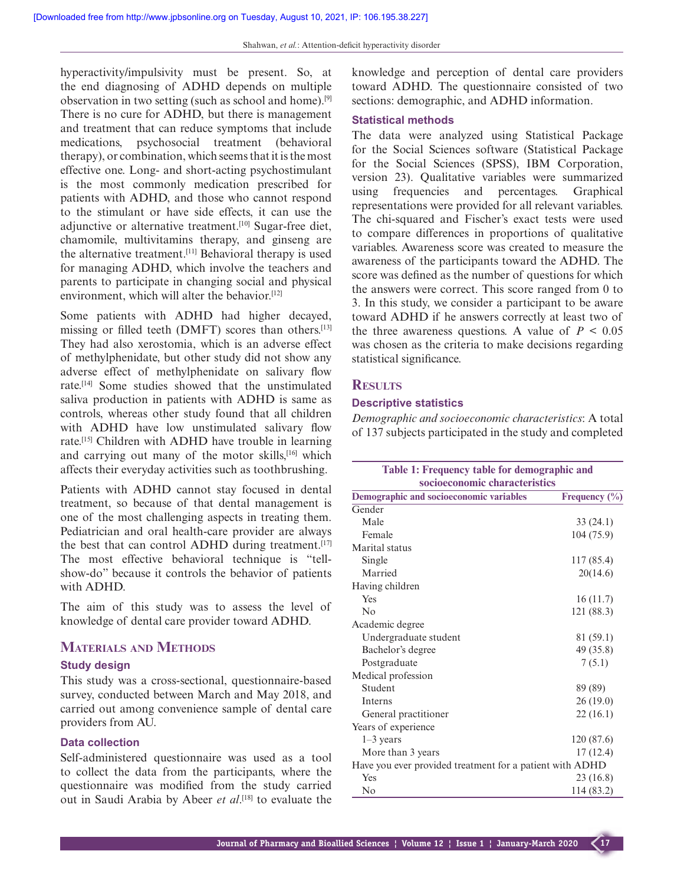hyperactivity/impulsivity must be present. So, at the end diagnosing of ADHD depends on multiple observation in two setting (such as school and home).[9] There is no cure for ADHD, but there is management and treatment that can reduce symptoms that include medications, psychosocial treatment (behavioral therapy), or combination, which seems that it is the most effective one. Long- and short-acting psychostimulant is the most commonly medication prescribed for patients with ADHD, and those who cannot respond to the stimulant or have side effects, it can use the adjunctive or alternative treatment.[10] Sugar-free diet, chamomile, multivitamins therapy, and ginseng are the alternative treatment.[11] Behavioral therapy is used for managing ADHD, which involve the teachers and parents to participate in changing social and physical environment, which will alter the behavior.[12]

Some patients with ADHD had higher decayed, missing or filled teeth (DMFT) scores than others.[13] They had also xerostomia, which is an adverse effect of methylphenidate, but other study did not show any adverse effect of methylphenidate on salivary flow rate.[14] Some studies showed that the unstimulated saliva production in patients with ADHD is same as controls, whereas other study found that all children with ADHD have low unstimulated salivary flow rate.[15] Children with ADHD have trouble in learning and carrying out many of the motor skills,[16] which affects their everyday activities such as toothbrushing.

Patients with ADHD cannot stay focused in dental treatment, so because of that dental management is one of the most challenging aspects in treating them. Pediatrician and oral health-care provider are always the best that can control ADHD during treatment.[17] The most effective behavioral technique is "tell-show-do" because it controls the behavior of patients with ADHD.

The aim of this study was to assess the level of knowledge of dental care provider toward ADHD.

## Materials and Methods

### Study design

This study was a cross-sectional, questionnaire-based survey, conducted between March and May 2018, and carried out among convenience sample of dental care providers from AU.

### Data collection

Self-administered questionnaire was used as a tool to collect the data from the participants, where the questionnaire was modified from the study carried out in Saudi Arabia by Abeer *et al*.[18] to evaluate the knowledge and perception of dental care providers toward ADHD. The questionnaire consisted of two sections: demographic, and ADHD information.

### Statistical methods

The data were analyzed using Statistical Package for the Social Sciences software (Statistical Package for the Social Sciences (SPSS), IBM Corporation, version 23). Qualitative variables were summarized using frequencies and percentages. Graphical representations were provided for all relevant variables. The chi-squared and Fischer's exact tests were used to compare differences in proportions of qualitative variables. Awareness score was created to measure the awareness of the participants toward the ADHD. The score was defined as the number of questions for which the answers were correct. This score ranged from 0 to 3. In this study, we consider a participant to be aware toward ADHD if he answers correctly at least two of the three awareness questions. A value of $P < 0.05$ was chosen as the criteria to make decisions regarding statistical significance.

## Results

### Descriptive statistics

*Demographic and socioeconomic characteristics*: A total of 137 subjects participated in the study and completed

**Table 1: Frequency table for demographic and socioeconomic characteristics**

| Demographic and socioeconomic variables | Frequency (%) |
|---|---|
| Gender | |
| Male | 33 (24.1) |
| Female | 104 (75.9) |
| Marital status | |
| Single | 117 (85.4) |
| Married | 20(14.6) |
| Having children | |
| Yes | 16 (11.7) |
| No | 121 (88.3) |
| Academic degree | |
| Undergraduate student | 81 (59.1) |
| Bachelor's degree | 49 (35.8) |
| Postgraduate | 7 (5.1) |
| Medical profession | |
| Student | 89 (89) |
| Interns | 26 (19.0) |
| General practitioner | 22 (16.1) |
| Years of experience | |
| 1–3 years | 120 (87.6) |
| More than 3 years | 17 (12.4) |
| Have you ever provided treatment for a patient with ADHD | |
| Yes | 23 (16.8) |
| No | 114 (83.2) |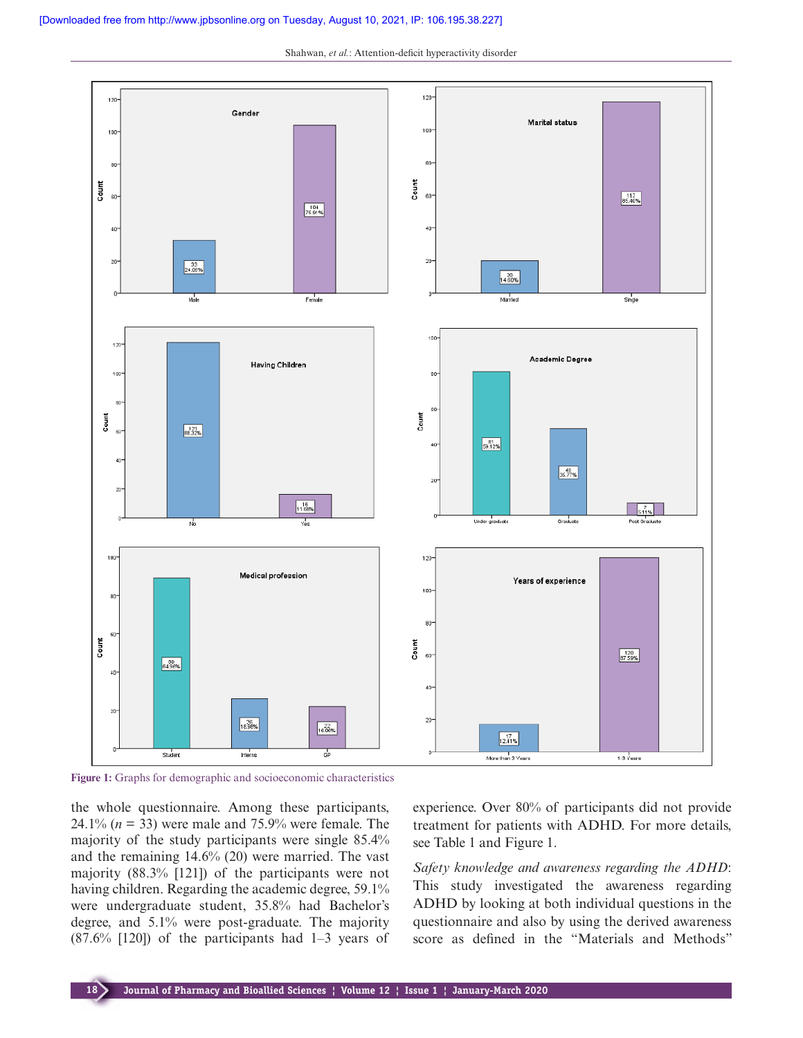Figure 1: Graphs for demographic and socioeconomic characteristics

the whole questionnaire. Among these participants, 24.1% ($n$ = 33) were male and 75.9% were female. The majority of the study participants were single 85.4% and the remaining 14.6% (20) were married. The vast majority (88.3% [121]) of the participants were not having children. Regarding the academic degree, 59.1% were undergraduate student, 35.8% had Bachelor's degree, and 5.1% were post-graduate. The majority (87.6% [120]) of the participants had 1–3 years of experience. Over 80% of participants did not provide treatment for patients with ADHD. For more details, see Table 1 and Figure 1.

*Safety knowledge and awareness regarding the ADHD*: This study investigated the awareness regarding ADHD by looking at both individual questions in the questionnaire and also by using the derived awareness score as defined in the "Materials and Methods"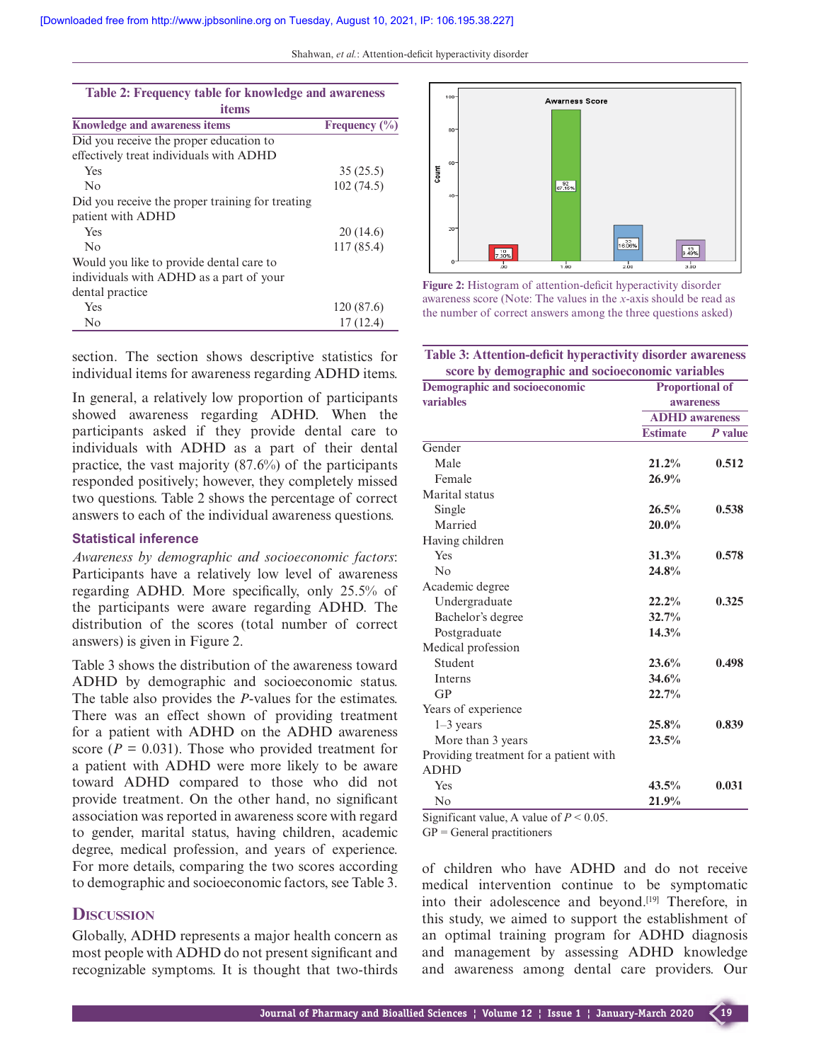**Table 2: Frequency table for knowledge and awareness items**

| Knowledge and awareness items | Frequency (%) |
|---|---|
| Did you receive the proper education to effectively treat individuals with ADHD | |
| Yes | 35 (25.5) |
| No | 102 (74.5) |
| Did you receive the proper training for treating patient with ADHD | |
| Yes | 20 (14.6) |
| No | 117 (85.4) |
| Would you like to provide dental care to individuals with ADHD as a part of your dental practice | |
| Yes | 120 (87.6) |
| No | 17 (12.4) |

section. The section shows descriptive statistics for individual items for awareness regarding ADHD items.

In general, a relatively low proportion of participants showed awareness regarding ADHD. When the participants asked if they provide dental care to individuals with ADHD as a part of their dental practice, the vast majority (87.6%) of the participants responded positively; however, they completely missed two questions. Table 2 shows the percentage of correct answers to each of the individual awareness questions.

### Statistical inference

*Awareness by demographic and socioeconomic factors*: Participants have a relatively low level of awareness regarding ADHD. More specifically, only 25.5% of the participants were aware regarding ADHD. The distribution of the scores (total number of correct answers) is given in Figure 2.

Table 3 shows the distribution of the awareness toward ADHD by demographic and socioeconomic status. The table also provides the *P*-values for the estimates. There was an effect shown of providing treatment for a patient with ADHD on the ADHD awareness score ($P = 0.031$). Those who provided treatment for a patient with ADHD were more likely to be aware toward ADHD compared to those who did not provide treatment. On the other hand, no significant association was reported in awareness score with regard to gender, marital status, having children, academic degree, medical profession, and years of experience. For more details, comparing the two scores according to demographic and socioeconomic factors, see Table 3.

Figure 2: Histogram of attention-deficit hyperactivity disorder awareness score (Note: The values in the *x*-axis should be read as the number of correct answers among the three questions asked)

**Table 3: Attention-deficit hyperactivity disorder awareness score by demographic and socioeconomic variables**

| Demographic and socioeconomic variables | Proportional of awareness ADHD awareness | |
|---|---|---|
| | Estimate | *P* value |
| Gender | | |
| Male | **21.2%** | **0.512** |
| Female | **26.9%** | |
| Marital status | | |
| Single | **26.5%** | **0.538** |
| Married | **20.0%** | |
| Having children | | |
| Yes | **31.3%** | **0.578** |
| No | **24.8%** | |
| Academic degree | | |
| Undergraduate | **22.2%** | **0.325** |
| Bachelor's degree | **32.7%** | |
| Postgraduate | **14.3%** | |
| Medical profession | | |
| Student | **23.6%** | **0.498** |
| Interns | **34.6%** | |
| GP | **22.7%** | |
| Years of experience | | |
| 1–3 years | **25.8%** | **0.839** |
| More than 3 years | **23.5%** | |
| Providing treatment for a patient with ADHD | | |
| Yes | **43.5%** | **0.031** |
| No | **21.9%** | |

Significant value, A value of $P < 0.05$.
GP = General practitioners

## Discussion

Globally, ADHD represents a major health concern as most people with ADHD do not present significant and recognizable symptoms. It is thought that two-thirds of children who have ADHD and do not receive medical intervention continue to be symptomatic into their adolescence and beyond.[19] Therefore, in this study, we aimed to support the establishment of an optimal training program for ADHD diagnosis and management by assessing ADHD knowledge and awareness among dental care providers. Our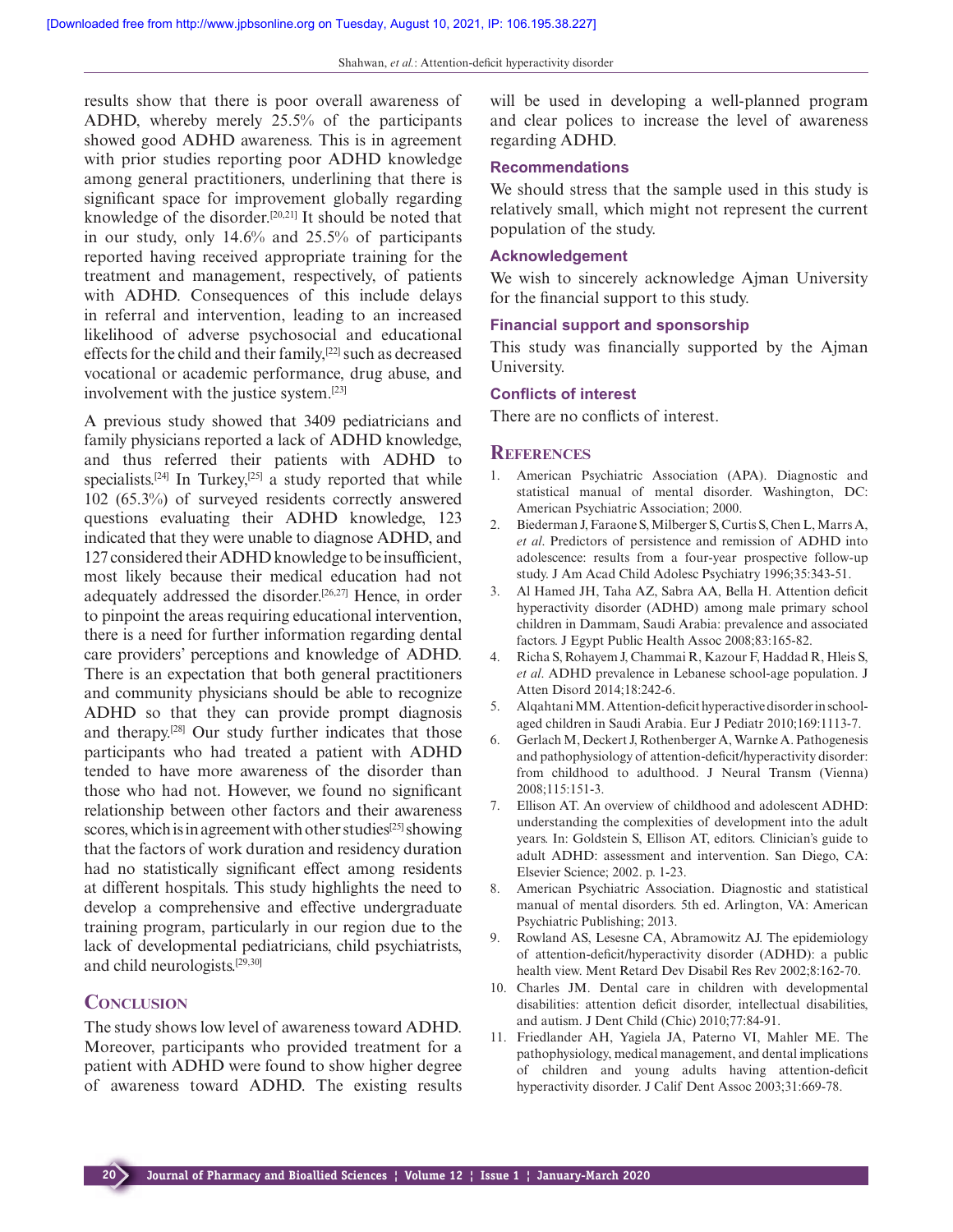results show that there is poor overall awareness of ADHD, whereby merely 25.5% of the participants showed good ADHD awareness. This is in agreement with prior studies reporting poor ADHD knowledge among general practitioners, underlining that there is significant space for improvement globally regarding knowledge of the disorder.[20,21] It should be noted that in our study, only 14.6% and 25.5% of participants reported having received appropriate training for the treatment and management, respectively, of patients with ADHD. Consequences of this include delays in referral and intervention, leading to an increased likelihood of adverse psychosocial and educational effects for the child and their family,[22] such as decreased vocational or academic performance, drug abuse, and involvement with the justice system.[23]

A previous study showed that 3409 pediatricians and family physicians reported a lack of ADHD knowledge, and thus referred their patients with ADHD to specialists.[24] In Turkey,[25] a study reported that while 102 (65.3%) of surveyed residents correctly answered questions evaluating their ADHD knowledge, 123 indicated that they were unable to diagnose ADHD, and 127 considered their ADHD knowledge to be insufficient, most likely because their medical education had not adequately addressed the disorder.[26,27] Hence, in order to pinpoint the areas requiring educational intervention, there is a need for further information regarding dental care providers' perceptions and knowledge of ADHD. There is an expectation that both general practitioners and community physicians should be able to recognize ADHD so that they can provide prompt diagnosis and therapy.[28] Our study further indicates that those participants who had treated a patient with ADHD tended to have more awareness of the disorder than those who had not. However, we found no significant relationship between other factors and their awareness scores, which is in agreement with other studies[25] showing that the factors of work duration and residency duration had no statistically significant effect among residents at different hospitals. This study highlights the need to develop a comprehensive and effective undergraduate training program, particularly in our region due to the lack of developmental pediatricians, child psychiatrists, and child neurologists.[29,30]

## Conclusion

The study shows low level of awareness toward ADHD. Moreover, participants who provided treatment for a patient with ADHD were found to show higher degree of awareness toward ADHD. The existing results will be used in developing a well-planned program and clear polices to increase the level of awareness regarding ADHD.

### Recommendations

We should stress that the sample used in this study is relatively small, which might not represent the current population of the study.

### Acknowledgement

We wish to sincerely acknowledge Ajman University for the financial support to this study.

### Financial support and sponsorship

This study was financially supported by the Ajman University.

### Conflicts of interest

There are no conflicts of interest.

## References

1. American Psychiatric Association (APA). Diagnostic and statistical manual of mental disorder. Washington, DC: American Psychiatric Association; 2000.
2. Biederman J, Faraone S, Milberger S, Curtis S, Chen L, Marrs A, *et al*. Predictors of persistence and remission of ADHD into adolescence: results from a four-year prospective follow-up study. J Am Acad Child Adolesc Psychiatry 1996;35:343-51.
3. Al Hamed JH, Taha AZ, Sabra AA, Bella H. Attention deficit hyperactivity disorder (ADHD) among male primary school children in Dammam, Saudi Arabia: prevalence and associated factors. J Egypt Public Health Assoc 2008;83:165-82.
4. Richa S, Rohayem J, Chammai R, Kazour F, Haddad R, Hleis S, *et al*. ADHD prevalence in Lebanese school-age population. J Atten Disord 2014;18:242-6.
5. Alqahtani MM. Attention-deficit hyperactive disorder in school-aged children in Saudi Arabia. Eur J Pediatr 2010;169:1113-7.
6. Gerlach M, Deckert J, Rothenberger A, Warnke A. Pathogenesis and pathophysiology of attention-deficit/hyperactivity disorder: from childhood to adulthood. J Neural Transm (Vienna) 2008;115:151-3.
7. Ellison AT. An overview of childhood and adolescent ADHD: understanding the complexities of development into the adult years. In: Goldstein S, Ellison AT, editors. Clinician's guide to adult ADHD: assessment and intervention. San Diego, CA: Elsevier Science; 2002. p. 1-23.
8. American Psychiatric Association. Diagnostic and statistical manual of mental disorders. 5th ed. Arlington, VA: American Psychiatric Publishing; 2013.
9. Rowland AS, Lesesne CA, Abramowitz AJ. The epidemiology of attention-deficit/hyperactivity disorder (ADHD): a public health view. Ment Retard Dev Disabil Res Rev 2002;8:162-70.
10. Charles JM. Dental care in children with developmental disabilities: attention deficit disorder, intellectual disabilities, and autism. J Dent Child (Chic) 2010;77:84-91.
11. Friedlander AH, Yagiela JA, Paterno VI, Mahler ME. The pathophysiology, medical management, and dental implications of children and young adults having attention-deficit hyperactivity disorder. J Calif Dent Assoc 2003;31:669-78.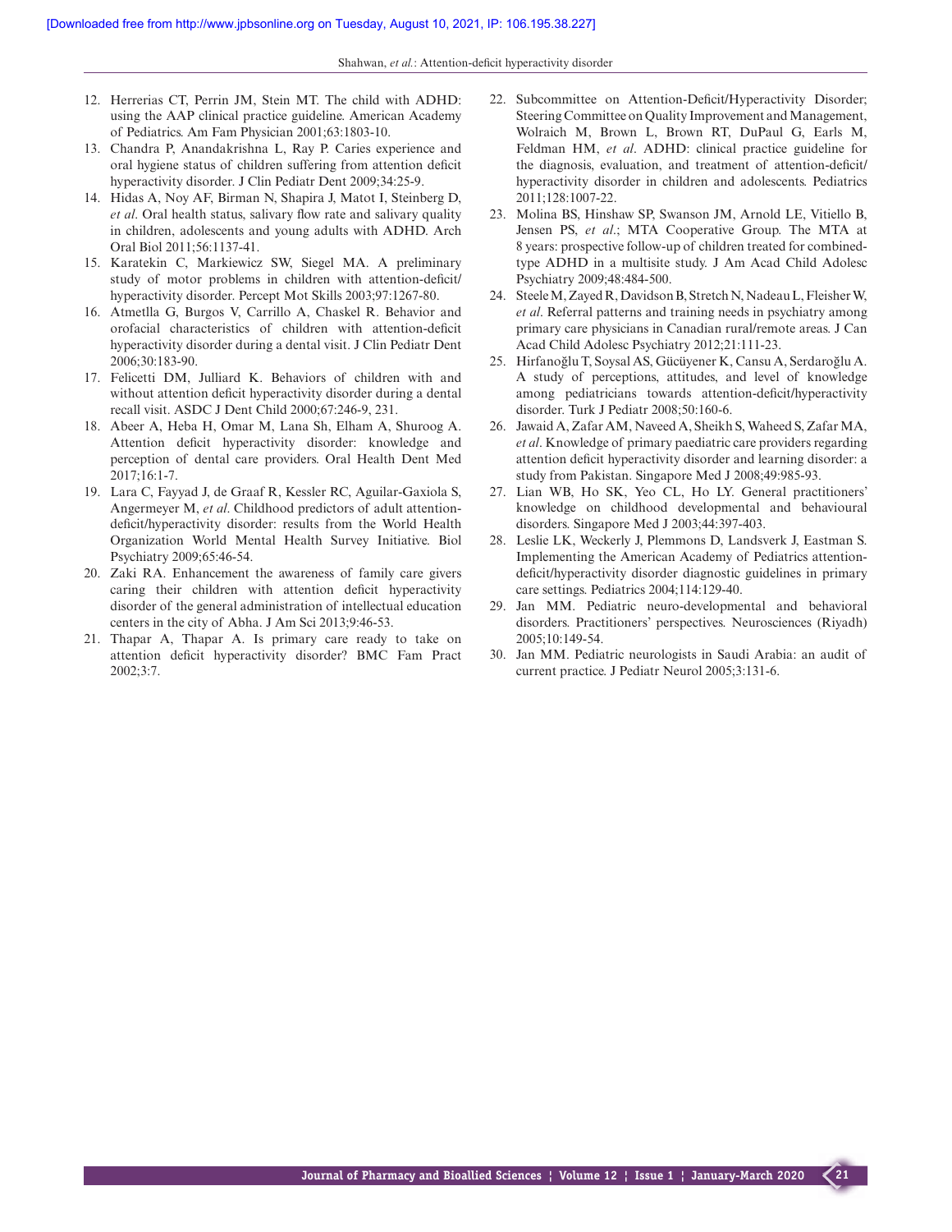12. Herrerias CT, Perrin JM, Stein MT. The child with ADHD: using the AAP clinical practice guideline. American Academy of Pediatrics. Am Fam Physician 2001;63:1803-10.
13. Chandra P, Anandakrishna L, Ray P. Caries experience and oral hygiene status of children suffering from attention deficit hyperactivity disorder. J Clin Pediatr Dent 2009;34:25-9.
14. Hidas A, Noy AF, Birman N, Shapira J, Matot I, Steinberg D, *et al*. Oral health status, salivary flow rate and salivary quality in children, adolescents and young adults with ADHD. Arch Oral Biol 2011;56:1137-41.
15. Karatekin C, Markiewicz SW, Siegel MA. A preliminary study of motor problems in children with attention-deficit/hyperactivity disorder. Percept Mot Skills 2003;97:1267-80.
16. Atmetlla G, Burgos V, Carrillo A, Chaskel R. Behavior and orofacial characteristics of children with attention-deficit hyperactivity disorder during a dental visit. J Clin Pediatr Dent 2006;30:183-90.
17. Felicetti DM, Julliard K. Behaviors of children with and without attention deficit hyperactivity disorder during a dental recall visit. ASDC J Dent Child 2000;67:246-9, 231.
18. Abeer A, Heba H, Omar M, Lana Sh, Elham A, Shuroog A. Attention deficit hyperactivity disorder: knowledge and perception of dental care providers. Oral Health Dent Med 2017;16:1-7.
19. Lara C, Fayyad J, de Graaf R, Kessler RC, Aguilar-Gaxiola S, Angermeyer M, *et al*. Childhood predictors of adult attention-deficit/hyperactivity disorder: results from the World Health Organization World Mental Health Survey Initiative. Biol Psychiatry 2009;65:46-54.
20. Zaki RA. Enhancement the awareness of family care givers caring their children with attention deficit hyperactivity disorder of the general administration of intellectual education centers in the city of Abha. J Am Sci 2013;9:46-53.
21. Thapar A, Thapar A. Is primary care ready to take on attention deficit hyperactivity disorder? BMC Fam Pract 2002;3:7.
22. Subcommittee on Attention-Deficit/Hyperactivity Disorder; Steering Committee on Quality Improvement and Management, Wolraich M, Brown L, Brown RT, DuPaul G, Earls M, Feldman HM, *et al*. ADHD: clinical practice guideline for the diagnosis, evaluation, and treatment of attention-deficit/hyperactivity disorder in children and adolescents. Pediatrics 2011;128:1007-22.
23. Molina BS, Hinshaw SP, Swanson JM, Arnold LE, Vitiello B, Jensen PS, *et al*.; MTA Cooperative Group. The MTA at 8 years: prospective follow-up of children treated for combined-type ADHD in a multisite study. J Am Acad Child Adolesc Psychiatry 2009;48:484-500.
24. Steele M, Zayed R, Davidson B, Stretch N, Nadeau L, Fleisher W, *et al*. Referral patterns and training needs in psychiatry among primary care physicians in Canadian rural/remote areas. J Can Acad Child Adolesc Psychiatry 2012;21:111-23.
25. Hirfanoğlu T, Soysal AS, Gücüyener K, Cansu A, Serdaroğlu A. A study of perceptions, attitudes, and level of knowledge among pediatricians towards attention-deficit/hyperactivity disorder. Turk J Pediatr 2008;50:160-6.
26. Jawaid A, Zafar AM, Naveed A, Sheikh S, Waheed S, Zafar MA, *et al*. Knowledge of primary paediatric care providers regarding attention deficit hyperactivity disorder and learning disorder: a study from Pakistan. Singapore Med J 2008;49:985-93.
27. Lian WB, Ho SK, Yeo CL, Ho LY. General practitioners' knowledge on childhood developmental and behavioural disorders. Singapore Med J 2003;44:397-403.
28. Leslie LK, Weckerly J, Plemmons D, Landsverk J, Eastman S. Implementing the American Academy of Pediatrics attention-deficit/hyperactivity disorder diagnostic guidelines in primary care settings. Pediatrics 2004;114:129-40.
29. Jan MM. Pediatric neuro-developmental and behavioral disorders. Practitioners' perspectives. Neurosciences (Riyadh) 2005;10:149-54.
30. Jan MM. Pediatric neurologists in Saudi Arabia: an audit of current practice. J Pediatr Neurol 2005;3:131-6.